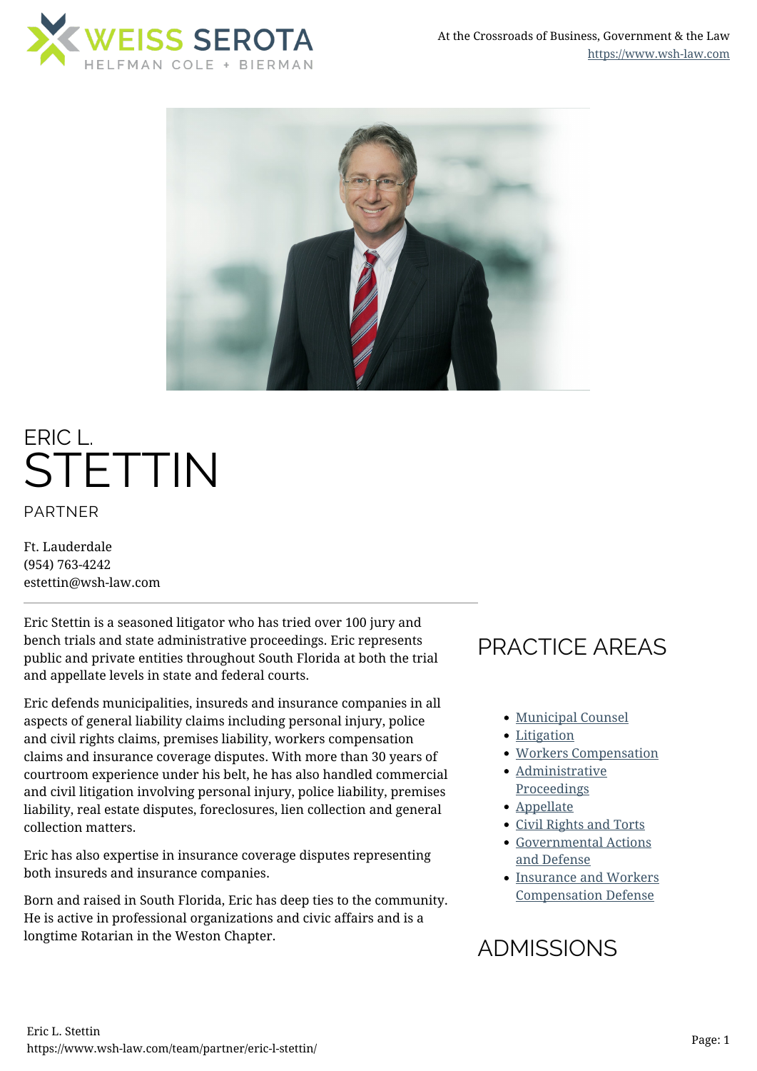# ERIC L. STETTIN

PARTNER

Ft. Lauderdale
(954) 763-4242
estettin@wsh-law.com

Eric Stettin is a seasoned litigator who has tried over 100 jury and bench trials and state administrative proceedings. Eric represents public and private entities throughout South Florida at both the trial and appellate levels in state and federal courts.

Eric defends municipalities, insureds and insurance companies in all aspects of general liability claims including personal injury, police and civil rights claims, premises liability, workers compensation claims and insurance coverage disputes. With more than 30 years of courtroom experience under his belt, he has also handled commercial and civil litigation involving personal injury, police liability, premises liability, real estate disputes, foreclosures, lien collection and general collection matters.

Eric has also expertise in insurance coverage disputes representing both insureds and insurance companies.

Born and raised in South Florida, Eric has deep ties to the community. He is active in professional organizations and civic affairs and is a longtime Rotarian in the Weston Chapter.

## PRACTICE AREAS

- Municipal Counsel
- Litigation
- Workers Compensation
- Administrative Proceedings
- Appellate
- Civil Rights and Torts
- Governmental Actions and Defense
- Insurance and Workers Compensation Defense

## ADMISSIONS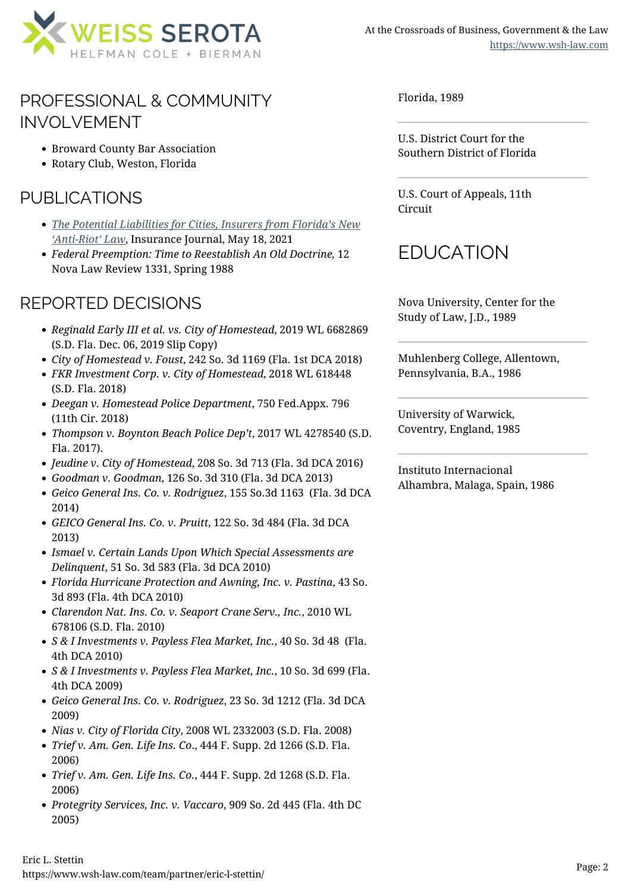## PROFESSIONAL & COMMUNITY INVOLVEMENT

- Broward County Bar Association
- Rotary Club, Weston, Florida

## PUBLICATIONS

- *The Potential Liabilities for Cities, Insurers from Florida's New 'Anti-Riot' Law*, Insurance Journal, May 18, 2021
- *Federal Preemption: Time to Reestablish An Old Doctrine,* 12 Nova Law Review 1331, Spring 1988

## REPORTED DECISIONS

- *Reginald Early III et al. vs. City of Homestead*, 2019 WL 6682869 (S.D. Fla. Dec. 06, 2019 Slip Copy)
- *City of Homestead v. Foust*, 242 So. 3d 1169 (Fla. 1st DCA 2018)
- *FKR Investment Corp. v. City of Homestead*, 2018 WL 618448 (S.D. Fla. 2018)
- *Deegan v. Homestead Police Department*, 750 Fed.Appx. 796 (11th Cir. 2018)
- *Thompson v. Boynton Beach Police Dep't*, 2017 WL 4278540 (S.D. Fla. 2017).
- *Jeudine v. City of Homestead*, 208 So. 3d 713 (Fla. 3d DCA 2016)
- *Goodman v. Goodman*, 126 So. 3d 310 (Fla. 3d DCA 2013)
- *Geico General Ins. Co. v. Rodriguez*, 155 So.3d 1163 (Fla. 3d DCA 2014)
- *GEICO General Ins. Co. v. Pruitt*, 122 So. 3d 484 (Fla. 3d DCA 2013)
- *Ismael v. Certain Lands Upon Which Special Assessments are Delinquent*, 51 So. 3d 583 (Fla. 3d DCA 2010)
- *Florida Hurricane Protection and Awning, Inc. v. Pastina*, 43 So. 3d 893 (Fla. 4th DCA 2010)
- *Clarendon Nat. Ins. Co. v. Seaport Crane Serv., Inc.*, 2010 WL 678106 (S.D. Fla. 2010)
- *S & I Investments v. Payless Flea Market, Inc.*, 40 So. 3d 48 (Fla. 4th DCA 2010)
- *S & I Investments v. Payless Flea Market, Inc.*, 10 So. 3d 699 (Fla. 4th DCA 2009)
- *Geico General Ins. Co. v. Rodriguez*, 23 So. 3d 1212 (Fla. 3d DCA 2009)
- *Nias v. City of Florida City*, 2008 WL 2332003 (S.D. Fla. 2008)
- *Trief v. Am. Gen. Life Ins. Co*., 444 F. Supp. 2d 1266 (S.D. Fla. 2006)
- *Trief v. Am. Gen. Life Ins. Co.*, 444 F. Supp. 2d 1268 (S.D. Fla. 2006)
- *Protegrity Services, Inc. v. Vaccaro*, 909 So. 2d 445 (Fla. 4th DC 2005)

Florida, 1989

U.S. District Court for the Southern District of Florida

U.S. Court of Appeals, 11th Circuit

## EDUCATION

Nova University, Center for the Study of Law, J.D., 1989

Muhlenberg College, Allentown, Pennsylvania, B.A., 1986

University of Warwick, Coventry, England, 1985

Instituto Internacional Alhambra, Malaga, Spain, 1986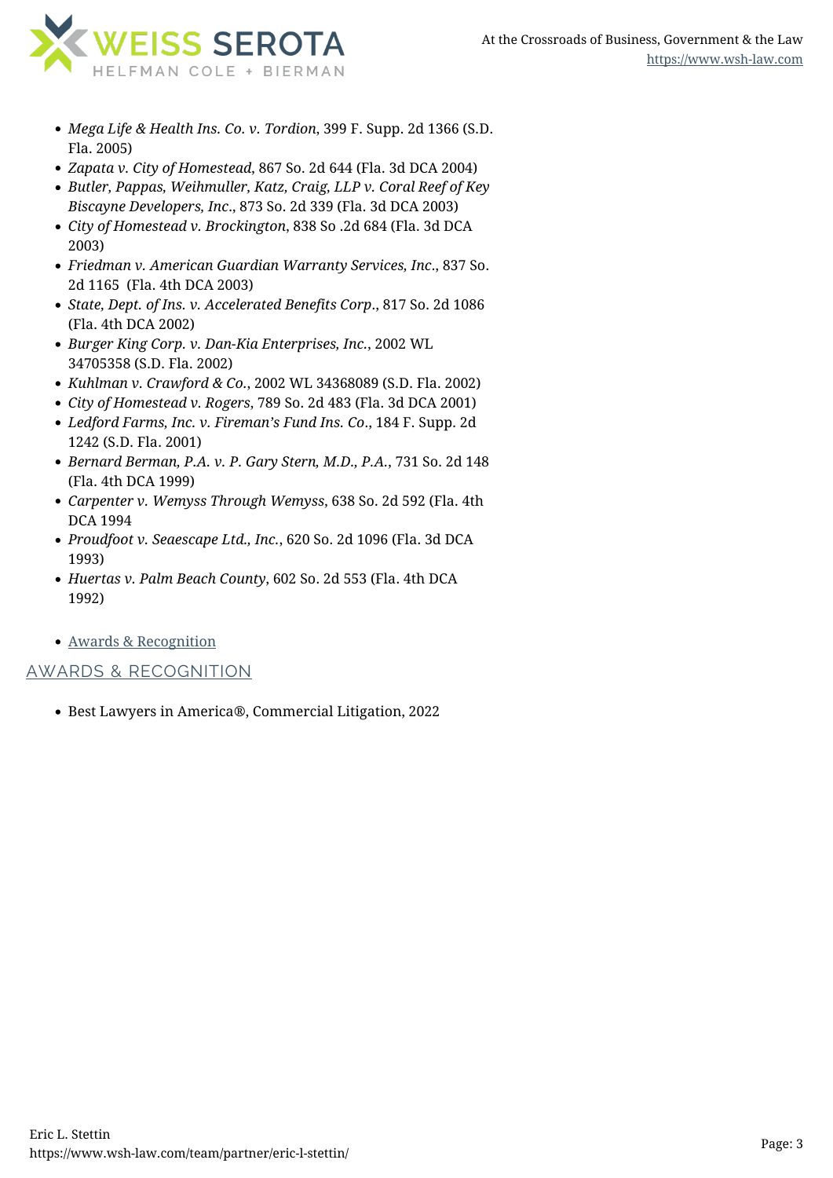- *Mega Life & Health Ins. Co. v. Tordion*, 399 F. Supp. 2d 1366 (S.D. Fla. 2005)
- *Zapata v. City of Homestead*, 867 So. 2d 644 (Fla. 3d DCA 2004)
- *Butler, Pappas, Weihmuller, Katz, Craig, LLP v. Coral Reef of Key Biscayne Developers, Inc*., 873 So. 2d 339 (Fla. 3d DCA 2003)
- *City of Homestead v. Brockington*, 838 So .2d 684 (Fla. 3d DCA 2003)
- *Friedman v. American Guardian Warranty Services, Inc*., 837 So. 2d 1165  (Fla. 4th DCA 2003)
- *State, Dept. of Ins. v. Accelerated Benefits Corp*., 817 So. 2d 1086 (Fla. 4th DCA 2002)
- *Burger King Corp. v. Dan-Kia Enterprises, Inc.*, 2002 WL 34705358 (S.D. Fla. 2002)
- *Kuhlman v. Crawford & Co.*, 2002 WL 34368089 (S.D. Fla. 2002)
- *City of Homestead v. Rogers*, 789 So. 2d 483 (Fla. 3d DCA 2001)
- *Ledford Farms, Inc. v. Fireman's Fund Ins. Co*., 184 F. Supp. 2d 1242 (S.D. Fla. 2001)
- *Bernard Berman, P.A. v. P. Gary Stern, M.D., P.A.*, 731 So. 2d 148 (Fla. 4th DCA 1999)
- *Carpenter v. Wemyss Through Wemyss*, 638 So. 2d 592 (Fla. 4th DCA 1994
- *Proudfoot v. Seaescape Ltd., Inc.*, 620 So. 2d 1096 (Fla. 3d DCA 1993)
- *Huertas v. Palm Beach County*, 602 So. 2d 553 (Fla. 4th DCA 1992)

- Awards & Recognition

## AWARDS & RECOGNITION

- Best Lawyers in America®, Commercial Litigation, 2022